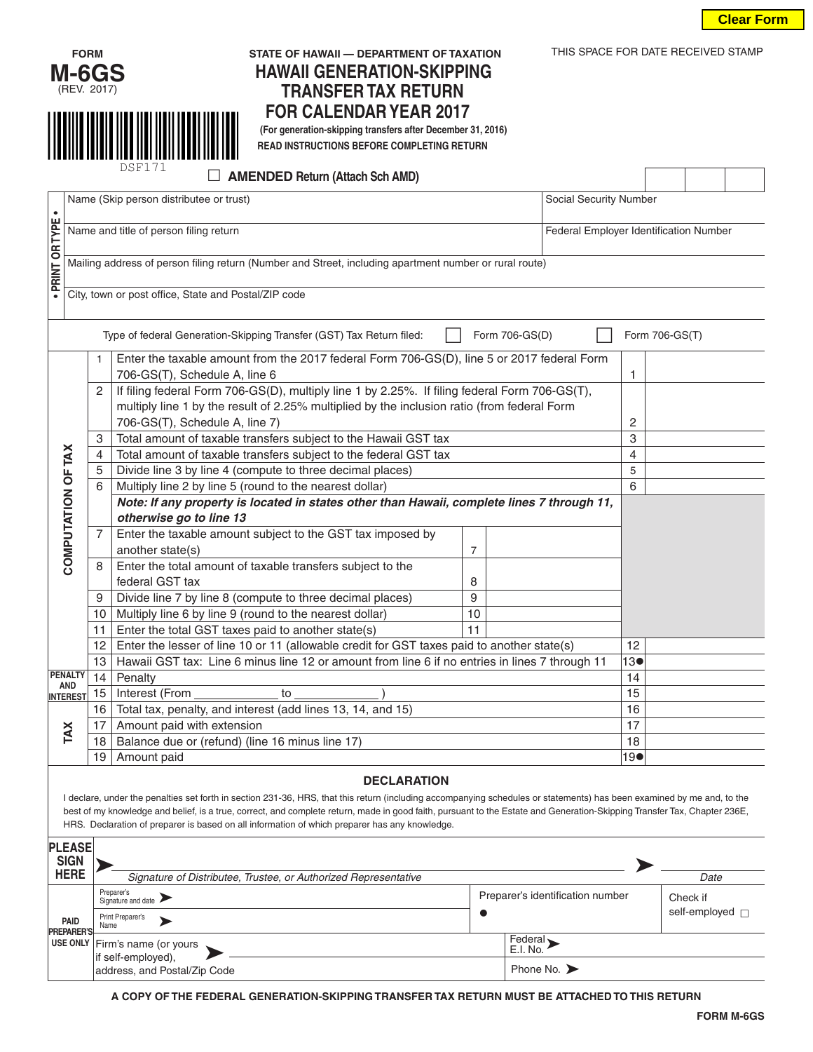Clear Form

FORM **M-6GS**
(REV. 2017)

DSF171

STATE OF HAWAII — DEPARTMENT OF TAXATION

# HAWAII GENERATION-SKIPPING TRANSFER TAX RETURN FOR CALENDAR YEAR 2017

**(For generation-skipping transfers after December 31, 2016)**
**READ INSTRUCTIONS BEFORE COMPLETING RETURN**

THIS SPACE FOR DATE RECEIVED STAMP

☐ **AMENDED Return (Attach Sch AMD)**

• PRINT OR TYPE •

| Name (Skip person distributee or trust) | Social Security Number |
|---|---|
| Name and title of person filing return | Federal Employer Identification Number |
| Mailing address of person filing return (Number and Street, including apartment number or rural route) | |
| City, town or post office, State and Postal/ZIP code | |

Type of federal Generation-Skipping Transfer (GST) Tax Return filed: ☐ Form 706-GS(D) ☐ Form 706-GS(T)

**COMPUTATION OF TAX**

| | | | | | |
|---|---|---|---|---|---|
| 1 | Enter the taxable amount from the 2017 federal Form 706-GS(D), line 5 or 2017 federal Form 706-GS(T), Schedule A, line 6 | | | 1 | |
| 2 | If filing federal Form 706-GS(D), multiply line 1 by 2.25%. If filing federal Form 706-GS(T), multiply line 1 by the result of 2.25% multiplied by the inclusion ratio (from federal Form 706-GS(T), Schedule A, line 7) | | | 2 | |
| 3 | Total amount of taxable transfers subject to the Hawaii GST tax | | | 3 | |
| 4 | Total amount of taxable transfers subject to the federal GST tax | | | 4 | |
| 5 | Divide line 3 by line 4 (compute to three decimal places) | | | 5 | |
| 6 | Multiply line 2 by line 5 (round to the nearest dollar) | | | 6 | |
| | ***Note: If any property is located in states other than Hawaii, complete lines 7 through 11, otherwise go to line 13*** | | | | |
| 7 | Enter the taxable amount subject to the GST tax imposed by another state(s) | 7 | | | |
| 8 | Enter the total amount of taxable transfers subject to the federal GST tax | 8 | | | |
| 9 | Divide line 7 by line 8 (compute to three decimal places) | 9 | | | |
| 10 | Multiply line 6 by line 9 (round to the nearest dollar) | 10 | | | |
| 11 | Enter the total GST taxes paid to another state(s) | 11 | | | |
| 12 | Enter the lesser of line 10 or 11 (allowable credit for GST taxes paid to another state(s) | | | 12 | |
| 13 | Hawaii GST tax: Line 6 minus line 12 or amount from line 6 if no entries in lines 7 through 11 | | | 13● | |

**PENALTY AND INTEREST** / **TAX**

| | | | |
|---|---|---|---|
| 14 | Penalty | 14 | |
| 15 | Interest (From ____________ to ____________ ) | 15 | |
| 16 | Total tax, penalty, and interest (add lines 13, 14, and 15) | 16 | |
| 17 | Amount paid with extension | 17 | |
| 18 | Balance due or (refund) (line 16 minus line 17) | 18 | |
| 19 | Amount paid | 19● | |

## DECLARATION

I declare, under the penalties set forth in section 231-36, HRS, that this return (including accompanying schedules or statements) has been examined by me and, to the best of my knowledge and belief, is a true, correct, and complete return, made in good faith, pursuant to the Estate and Generation-Skipping Transfer Tax, Chapter 236E, HRS. Declaration of preparer is based on all information of which preparer has any knowledge.

**PLEASE SIGN HERE**

➤ ______________________________________________ ➤ ____________
*Signature of Distributee, Trustee, or Authorized Representative* *Date*

**PAID PREPARER'S USE ONLY**

| | | |
|---|---|---|
| Preparer's Signature and date ➤ | Preparer's identification number | Check if self-employed ☐ |
| Print Preparer's Name ➤ | ● | |
| Firm's name (or yours if self-employed), address, and Postal/Zip Code ➤ | Federal E.I. No. ➤ | |
| | Phone No. ➤ | |

**A COPY OF THE FEDERAL GENERATION-SKIPPING TRANSFER TAX RETURN MUST BE ATTACHED TO THIS RETURN**

**FORM M-6GS**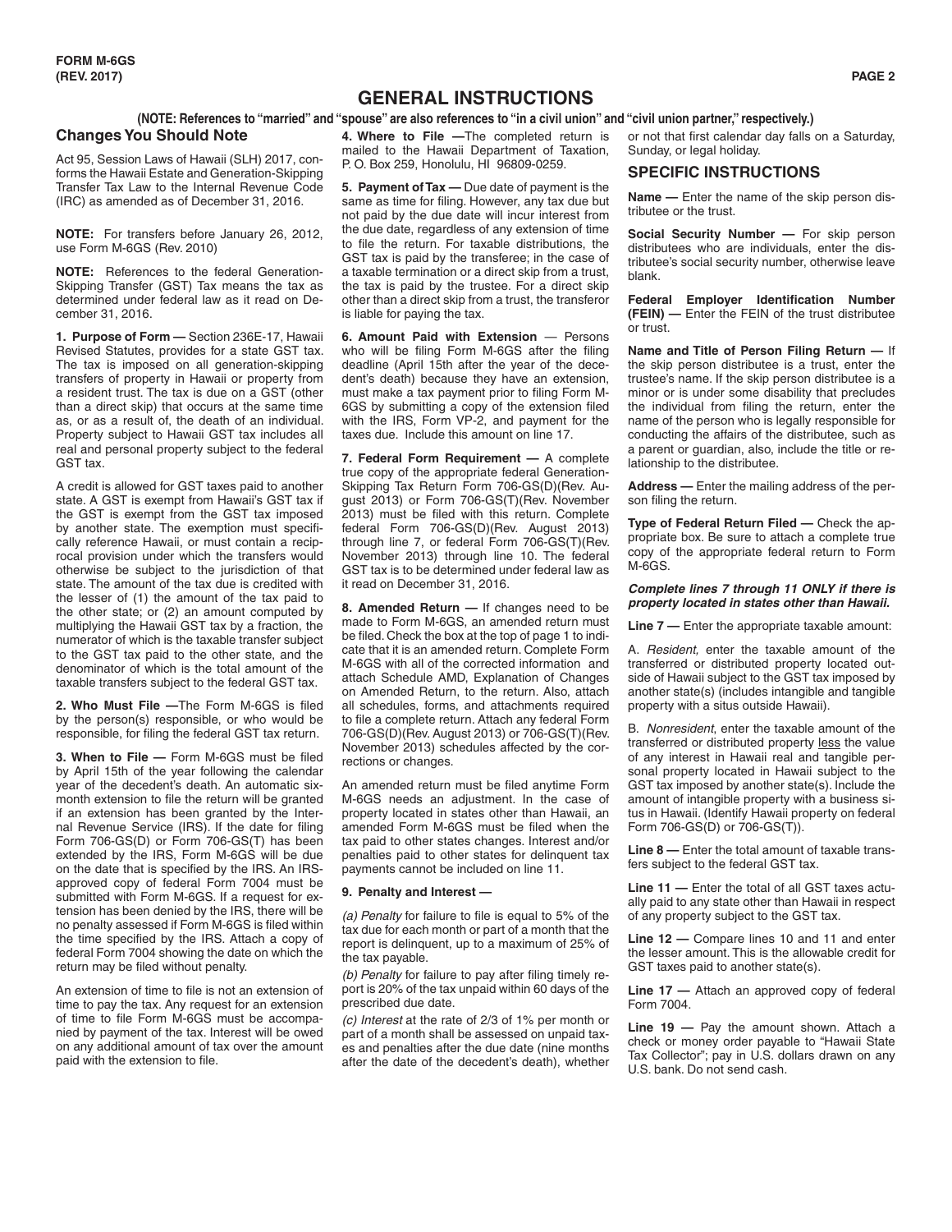# GENERAL INSTRUCTIONS

**(NOTE: References to "married" and "spouse" are also references to "in a civil union" and "civil union partner," respectively.)**

## Changes You Should Note

Act 95, Session Laws of Hawaii (SLH) 2017, conforms the Hawaii Estate and Generation-Skipping Transfer Tax Law to the Internal Revenue Code (IRC) as amended as of December 31, 2016.

**NOTE:** For transfers before January 26, 2012, use Form M-6GS (Rev. 2010)

**NOTE:** References to the federal Generation-Skipping Transfer (GST) Tax means the tax as determined under federal law as it read on December 31, 2016.

**1. Purpose of Form —** Section 236E-17, Hawaii Revised Statutes, provides for a state GST tax. The tax is imposed on all generation-skipping transfers of property in Hawaii or property from a resident trust. The tax is due on a GST (other than a direct skip) that occurs at the same time as, or as a result of, the death of an individual. Property subject to Hawaii GST tax includes all real and personal property subject to the federal GST tax.

A credit is allowed for GST taxes paid to another state. A GST is exempt from Hawaii's GST tax if the GST is exempt from the GST tax imposed by another state. The exemption must specifically reference Hawaii, or must contain a reciprocal provision under which the transfers would otherwise be subject to the jurisdiction of that state. The amount of the tax due is credited with the lesser of (1) the amount of the tax paid to the other state; or (2) an amount computed by multiplying the Hawaii GST tax by a fraction, the numerator of which is the taxable transfer subject to the GST tax paid to the other state, and the denominator of which is the total amount of the taxable transfers subject to the federal GST tax.

**2. Who Must File —**The Form M-6GS is filed by the person(s) responsible, or who would be responsible, for filing the federal GST tax return.

**3. When to File —** Form M-6GS must be filed by April 15th of the year following the calendar year of the decedent's death. An automatic six-month extension to file the return will be granted if an extension has been granted by the Internal Revenue Service (IRS). If the date for filing Form 706-GS(D) or Form 706-GS(T) has been extended by the IRS, Form M-6GS will be due on the date that is specified by the IRS. An IRS-approved copy of federal Form 7004 must be submitted with Form M-6GS. If a request for extension has been denied by the IRS, there will be no penalty assessed if Form M-6GS is filed within the time specified by the IRS. Attach a copy of federal Form 7004 showing the date on which the return may be filed without penalty.

An extension of time to file is not an extension of time to pay the tax. Any request for an extension of time to file Form M-6GS must be accompanied by payment of the tax. Interest will be owed on any additional amount of tax over the amount paid with the extension to file.

**4. Where to File —**The completed return is mailed to the Hawaii Department of Taxation, P. O. Box 259, Honolulu, HI 96809-0259.

**5. Payment of Tax —** Due date of payment is the same as time for filing. However, any tax due but not paid by the due date will incur interest from the due date, regardless of any extension of time to file the return. For taxable distributions, the GST tax is paid by the transferee; in the case of a taxable termination or a direct skip from a trust, the tax is paid by the trustee. For a direct skip other than a direct skip from a trust, the transferor is liable for paying the tax.

**6. Amount Paid with Extension** — Persons who will be filing Form M-6GS after the filing deadline (April 15th after the year of the decedent's death) because they have an extension, must make a tax payment prior to filing Form M-6GS by submitting a copy of the extension filed with the IRS, Form VP-2, and payment for the taxes due. Include this amount on line 17.

**7. Federal Form Requirement —** A complete true copy of the appropriate federal Generation-Skipping Tax Return Form 706-GS(D)(Rev. August 2013) or Form 706-GS(T)(Rev. November 2013) must be filed with this return. Complete federal Form 706-GS(D)(Rev. August 2013) through line 7, or federal Form 706-GS(T)(Rev. November 2013) through line 10. The federal GST tax is to be determined under federal law as it read on December 31, 2016.

**8. Amended Return —** If changes need to be made to Form M-6GS, an amended return must be filed. Check the box at the top of page 1 to indicate that it is an amended return. Complete Form M-6GS with all of the corrected information and attach Schedule AMD, Explanation of Changes on Amended Return, to the return. Also, attach all schedules, forms, and attachments required to file a complete return. Attach any federal Form 706-GS(D)(Rev. August 2013) or 706-GS(T)(Rev. November 2013) schedules affected by the corrections or changes.

An amended return must be filed anytime Form M-6GS needs an adjustment. In the case of property located in states other than Hawaii, an amended Form M-6GS must be filed when the tax paid to other states changes. Interest and/or penalties paid to other states for delinquent tax payments cannot be included on line 11.

**9. Penalty and Interest —**

*(a) Penalty* for failure to file is equal to 5% of the tax due for each month or part of a month that the report is delinquent, up to a maximum of 25% of the tax payable.

*(b) Penalty* for failure to pay after filing timely report is 20% of the tax unpaid within 60 days of the prescribed due date.

*(c) Interest* at the rate of 2/3 of 1% per month or part of a month shall be assessed on unpaid taxes and penalties after the due date (nine months after the date of the decedent's death), whether or not that first calendar day falls on a Saturday, Sunday, or legal holiday.

## SPECIFIC INSTRUCTIONS

**Name —** Enter the name of the skip person distributee or the trust.

**Social Security Number —** For skip person distributees who are individuals, enter the distributee's social security number, otherwise leave blank.

**Federal Employer Identification Number (FEIN) —** Enter the FEIN of the trust distributee or trust.

**Name and Title of Person Filing Return —** If the skip person distributee is a trust, enter the trustee's name. If the skip person distributee is a minor or is under some disability that precludes the individual from filing the return, enter the name of the person who is legally responsible for conducting the affairs of the distributee, such as a parent or guardian, also, include the title or relationship to the distributee.

**Address —** Enter the mailing address of the person filing the return.

**Type of Federal Return Filed —** Check the appropriate box. Be sure to attach a complete true copy of the appropriate federal return to Form M-6GS.

***Complete lines 7 through 11 ONLY if there is property located in states other than Hawaii.***

**Line 7 —** Enter the appropriate taxable amount:

A. *Resident,* enter the taxable amount of the transferred or distributed property located outside of Hawaii subject to the GST tax imposed by another state(s) (includes intangible and tangible property with a situs outside Hawaii).

B. *Nonresident*, enter the taxable amount of the transferred or distributed property less the value of any interest in Hawaii real and tangible personal property located in Hawaii subject to the GST tax imposed by another state(s). Include the amount of intangible property with a business situs in Hawaii. (Identify Hawaii property on federal Form 706-GS(D) or 706-GS(T)).

**Line 8 —** Enter the total amount of taxable transfers subject to the federal GST tax.

**Line 11 —** Enter the total of all GST taxes actually paid to any state other than Hawaii in respect of any property subject to the GST tax.

**Line 12 —** Compare lines 10 and 11 and enter the lesser amount. This is the allowable credit for GST taxes paid to another state(s).

**Line 17 —** Attach an approved copy of federal Form 7004.

**Line 19 —** Pay the amount shown. Attach a check or money order payable to "Hawaii State Tax Collector"; pay in U.S. dollars drawn on any U.S. bank. Do not send cash.